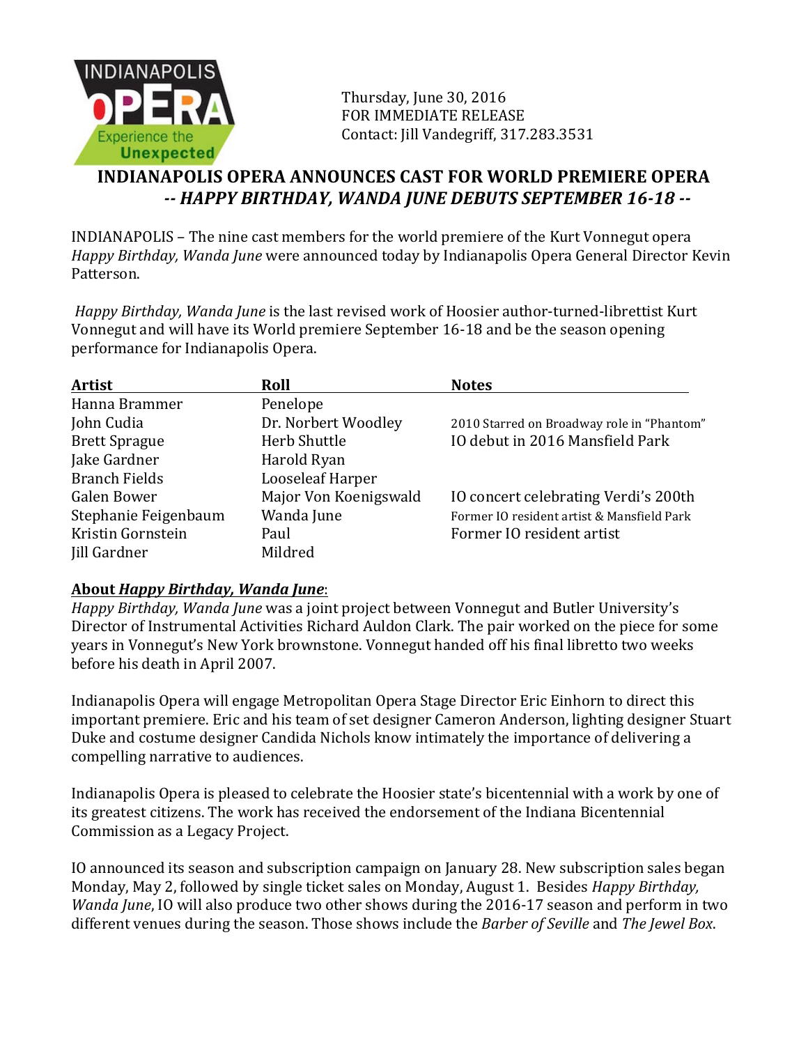INDIANAPOLIS OPERA
Experience the Unexpected

Thursday, June 30, 2016
FOR IMMEDIATE RELEASE
Contact: Jill Vandegriff, 317.283.3531

# INDIANAPOLIS OPERA ANNOUNCES CAST FOR WORLD PREMIERE OPERA

## *-- HAPPY BIRTHDAY, WANDA JUNE DEBUTS SEPTEMBER 16-18 --*

INDIANAPOLIS – The nine cast members for the world premiere of the Kurt Vonnegut opera *Happy Birthday, Wanda June* were announced today by Indianapolis Opera General Director Kevin Patterson.

*Happy Birthday, Wanda June* is the last revised work of Hoosier author-turned-librettist Kurt Vonnegut and will have its World premiere September 16-18 and be the season opening performance for Indianapolis Opera.

| Artist | Roll | Notes |
|---|---|---|
| Hanna Brammer | Penelope | |
| John Cudia | Dr. Norbert Woodley | 2010 Starred on Broadway role in "Phantom" |
| Brett Sprague | Herb Shuttle | IO debut in 2016 Mansfield Park |
| Jake Gardner | Harold Ryan | |
| Branch Fields | Looseleaf Harper | |
| Galen Bower | Major Von Koenigswald | IO concert celebrating Verdi's 200th |
| Stephanie Feigenbaum | Wanda June | Former IO resident artist & Mansfield Park |
| Kristin Gornstein | Paul | Former IO resident artist |
| Jill Gardner | Mildred | |

**About *Happy Birthday, Wanda June*:**

*Happy Birthday, Wanda June* was a joint project between Vonnegut and Butler University's Director of Instrumental Activities Richard Auldon Clark. The pair worked on the piece for some years in Vonnegut's New York brownstone. Vonnegut handed off his final libretto two weeks before his death in April 2007.

Indianapolis Opera will engage Metropolitan Opera Stage Director Eric Einhorn to direct this important premiere. Eric and his team of set designer Cameron Anderson, lighting designer Stuart Duke and costume designer Candida Nichols know intimately the importance of delivering a compelling narrative to audiences.

Indianapolis Opera is pleased to celebrate the Hoosier state's bicentennial with a work by one of its greatest citizens. The work has received the endorsement of the Indiana Bicentennial Commission as a Legacy Project.

IO announced its season and subscription campaign on January 28. New subscription sales began Monday, May 2, followed by single ticket sales on Monday, August 1. Besides *Happy Birthday, Wanda June*, IO will also produce two other shows during the 2016-17 season and perform in two different venues during the season. Those shows include the *Barber of Seville* and *The Jewel Box*.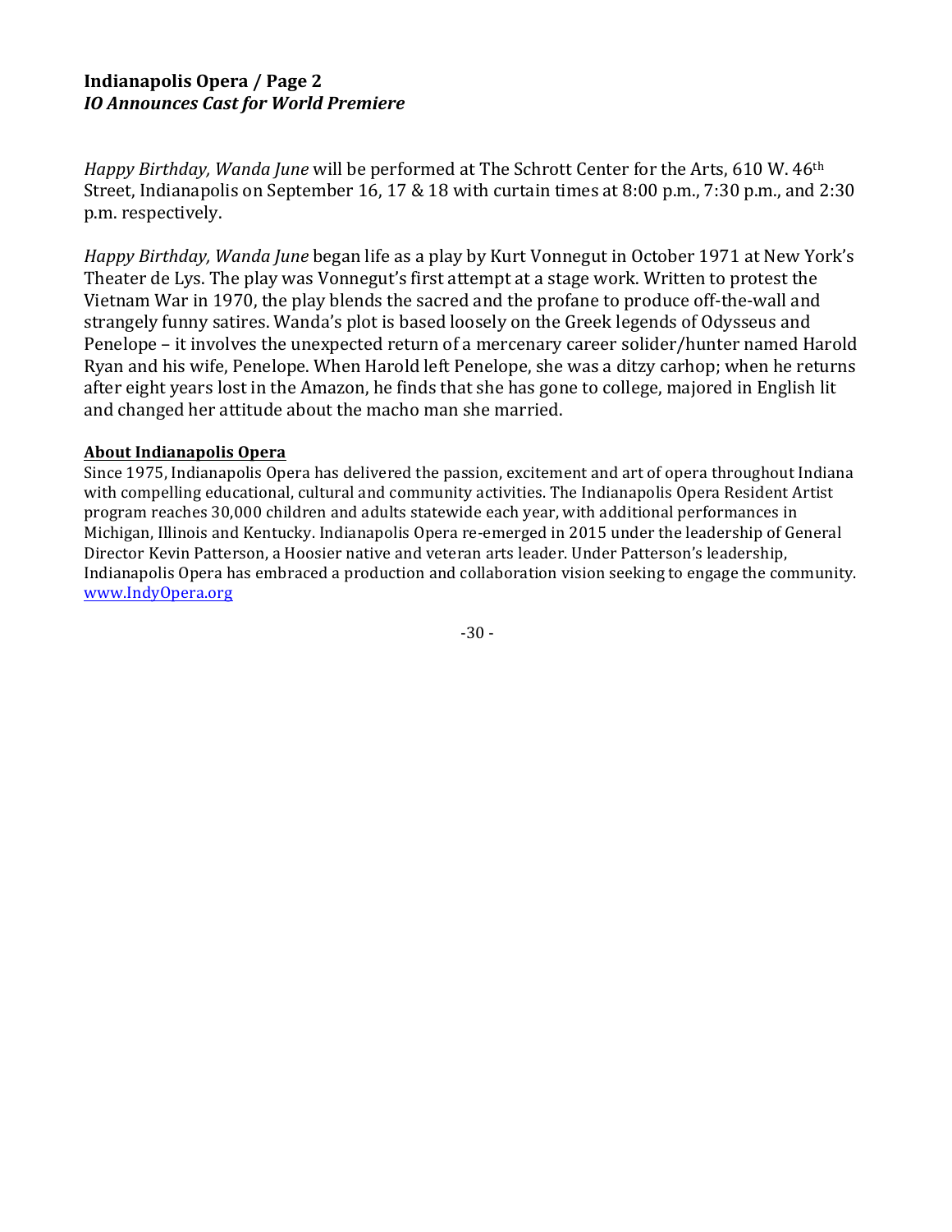*Happy Birthday, Wanda June* will be performed at The Schrott Center for the Arts, 610 W. 46th Street, Indianapolis on September 16, 17 & 18 with curtain times at 8:00 p.m., 7:30 p.m., and 2:30 p.m. respectively.

*Happy Birthday, Wanda June* began life as a play by Kurt Vonnegut in October 1971 at New York's Theater de Lys. The play was Vonnegut's first attempt at a stage work. Written to protest the Vietnam War in 1970, the play blends the sacred and the profane to produce off-the-wall and strangely funny satires. Wanda's plot is based loosely on the Greek legends of Odysseus and Penelope – it involves the unexpected return of a mercenary career solider/hunter named Harold Ryan and his wife, Penelope. When Harold left Penelope, she was a ditzy carhop; when he returns after eight years lost in the Amazon, he finds that she has gone to college, majored in English lit and changed her attitude about the macho man she married.

**About Indianapolis Opera**

Since 1975, Indianapolis Opera has delivered the passion, excitement and art of opera throughout Indiana with compelling educational, cultural and community activities. The Indianapolis Opera Resident Artist program reaches 30,000 children and adults statewide each year, with additional performances in Michigan, Illinois and Kentucky. Indianapolis Opera re-emerged in 2015 under the leadership of General Director Kevin Patterson, a Hoosier native and veteran arts leader. Under Patterson's leadership, Indianapolis Opera has embraced a production and collaboration vision seeking to engage the community. www.IndyOpera.org

-30 -